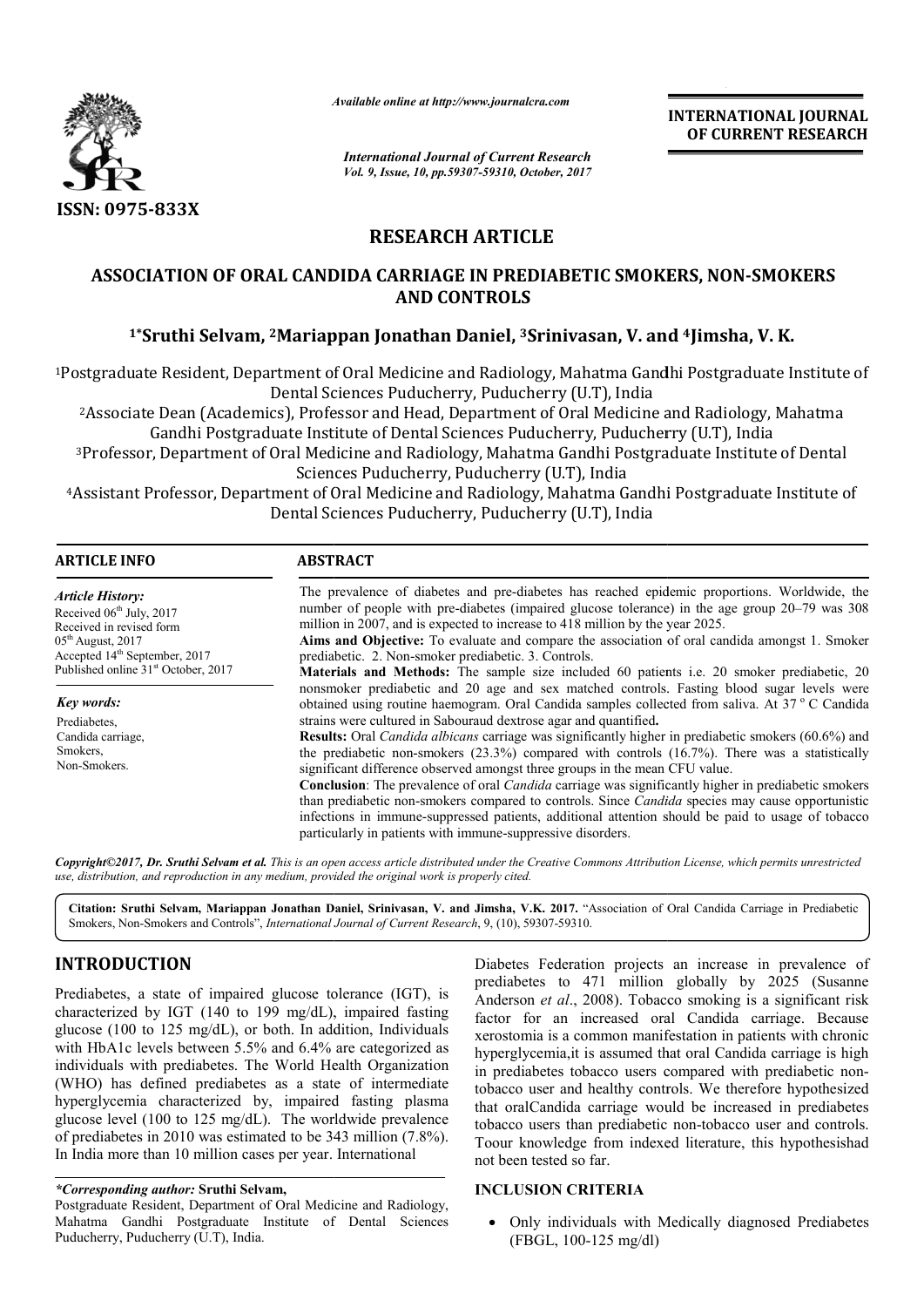*Available online at http://www.journalcra.com*

*International Journal of Current Research*
*Vol. 9, Issue, 10, pp.59307-59310, October, 2017*

**INTERNATIONAL JOURNAL OF CURRENT RESEARCH**

ISSN: 0975-833X

## RESEARCH ARTICLE

# ASSOCIATION OF ORAL CANDIDA CARRIAGE IN PREDIABETIC SMOKERS, NON-SMOKERS AND CONTROLS

**[1*]Sruthi Selvam, [2]Mariappan Jonathan Daniel, [3]Srinivasan, V. and [4]Jimsha, V. K.**

[1]Postgraduate Resident, Department of Oral Medicine and Radiology, Mahatma Gandhi Postgraduate Institute of Dental Sciences Puducherry, Puducherry (U.T), India

[2]Associate Dean (Academics), Professor and Head, Department of Oral Medicine and Radiology, Mahatma Gandhi Postgraduate Institute of Dental Sciences Puducherry, Puducherry (U.T), India

[3]Professor, Department of Oral Medicine and Radiology, Mahatma Gandhi Postgraduate Institute of Dental Sciences Puducherry, Puducherry (U.T), India

[4]Assistant Professor, Department of Oral Medicine and Radiology, Mahatma Gandhi Postgraduate Institute of Dental Sciences Puducherry, Puducherry (U.T), India

### ARTICLE INFO

*Article History:*
Received 06[th] July, 2017
Received in revised form
05[th] August, 2017
Accepted 14[th] September, 2017
Published online 31[st] October, 2017

*Key words:*
Prediabetes,
Candida carriage,
Smokers,
Non-Smokers.

### ABSTRACT

The prevalence of diabetes and pre-diabetes has reached epidemic proportions. Worldwide, the number of people with pre-diabetes (impaired glucose tolerance) in the age group 20–79 was 308 million in 2007, and is expected to increase to 418 million by the year 2025.

**Aims and Objective:** To evaluate and compare the association of oral candida amongst 1. Smoker prediabetic. 2. Non-smoker prediabetic. 3. Controls.

**Materials and Methods:** The sample size included 60 patients i.e. 20 smoker prediabetic, 20 nonsmoker prediabetic and 20 age and sex matched controls. Fasting blood sugar levels were obtained using routine haemogram. Oral Candida samples collected from saliva. At 37 $^{\circ}$C Candida strains were cultured in Sabouraud dextrose agar and quantified**.**

**Results:** Oral *Candida albicans* carriage was significantly higher in prediabetic smokers (60.6%) and the prediabetic non-smokers (23.3%) compared with controls (16.7%). There was a statistically significant difference observed amongst three groups in the mean CFU value.

**Conclusion**: The prevalence of oral *Candida* carriage was significantly higher in prediabetic smokers than prediabetic non-smokers compared to controls. Since *Candida* species may cause opportunistic infections in immune-suppressed patients, additional attention should be paid to usage of tobacco particularly in patients with immune-suppressive disorders.

*Copyright©2017, Dr. Sruthi Selvam et al. This is an open access article distributed under the Creative Commons Attribution License, which permits unrestricted use, distribution, and reproduction in any medium, provided the original work is properly cited.*

**Citation: Sruthi Selvam, Mariappan Jonathan Daniel, Srinivasan, V. and Jimsha, V.K. 2017.** "Association of Oral Candida Carriage in Prediabetic Smokers, Non-Smokers and Controls", *International Journal of Current Research*, 9, (10), 59307-59310.

## INTRODUCTION

Prediabetes, a state of impaired glucose tolerance (IGT), is characterized by IGT (140 to 199 mg/dL), impaired fasting glucose (100 to 125 mg/dL), or both. In addition, Individuals with HbA1c levels between 5.5% and 6.4% are categorized as individuals with prediabetes. The World Health Organization (WHO) has defined prediabetes as a state of intermediate hyperglycemia characterized by, impaired fasting plasma glucose level (100 to 125 mg/dL). The worldwide prevalence of prediabetes in 2010 was estimated to be 343 million (7.8%). In India more than 10 million cases per year. International Diabetes Federation projects an increase in prevalence of prediabetes to 471 million globally by 2025 (Susanne Anderson *et al*., 2008). Tobacco smoking is a significant risk factor for an increased oral Candida carriage. Because xerostomia is a common manifestation in patients with chronic hyperglycemia,it is assumed that oral Candida carriage is high in prediabetes tobacco users compared with prediabetic non-tobacco user and healthy controls. We therefore hypothesized that oralCandida carriage would be increased in prediabetes tobacco users than prediabetic non-tobacco user and controls. Toour knowledge from indexed literature, this hypothesishad not been tested so far.

*\*Corresponding author:* **Sruthi Selvam,**
Postgraduate Resident, Department of Oral Medicine and Radiology, Mahatma Gandhi Postgraduate Institute of Dental Sciences Puducherry, Puducherry (U.T), India.

## INCLUSION CRITERIA

- Only individuals with Medically diagnosed Prediabetes (FBGL, 100-125 mg/dl)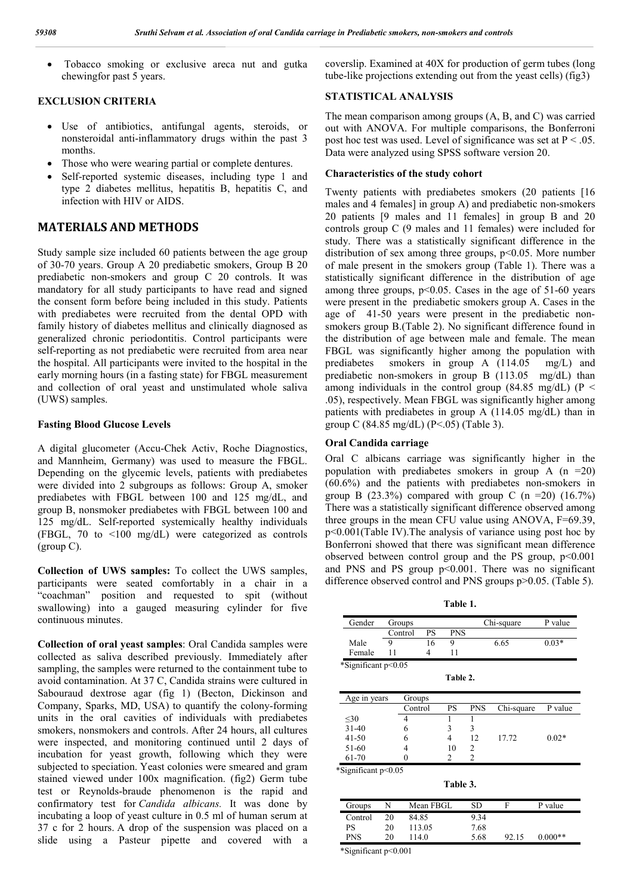- Tobacco smoking or exclusive areca nut and gutka chewingfor past 5 years.

## EXCLUSION CRITERIA

- Use of antibiotics, antifungal agents, steroids, or nonsteroidal anti-inflammatory drugs within the past 3 months.
- Those who were wearing partial or complete dentures.
- Self-reported systemic diseases, including type 1 and type 2 diabetes mellitus, hepatitis B, hepatitis C, and infection with HIV or AIDS.

# MATERIALS AND METHODS

Study sample size included 60 patients between the age group of 30-70 years. Group A 20 prediabetic smokers, Group B 20 prediabetic non-smokers and group C 20 controls. It was mandatory for all study participants to have read and signed the consent form before being included in this study. Patients with prediabetes were recruited from the dental OPD with family history of diabetes mellitus and clinically diagnosed as generalized chronic periodontitis. Control participants were self-reporting as not prediabetic were recruited from area near the hospital. All participants were invited to the hospital in the early morning hours (in a fasting state) for FBGL measurement and collection of oral yeast and unstimulated whole saliva (UWS) samples.

### Fasting Blood Glucose Levels

A digital glucometer (Accu-Chek Activ, Roche Diagnostics, and Mannheim, Germany) was used to measure the FBGL. Depending on the glycemic levels, patients with prediabetes were divided into 2 subgroups as follows: Group A, smoker prediabetes with FBGL between 100 and 125 mg/dL, and group B, nonsmoker prediabetes with FBGL between 100 and 125 mg/dL. Self-reported systemically healthy individuals (FBGL, 70 to <100 mg/dL) were categorized as controls (group C).

**Collection of UWS samples:** To collect the UWS samples, participants were seated comfortably in a chair in a "coachman" position and requested to spit (without swallowing) into a gauged measuring cylinder for five continuous minutes.

**Collection of oral yeast samples**: Oral Candida samples were collected as saliva described previously. Immediately after sampling, the samples were returned to the containment tube to avoid contamination. At 37 C, Candida strains were cultured in Sabouraud dextrose agar (fig 1) (Becton, Dickinson and Company, Sparks, MD, USA) to quantify the colony-forming units in the oral cavities of individuals with prediabetes smokers, nonsmokers and controls. After 24 hours, all cultures were inspected, and monitoring continued until 2 days of incubation for yeast growth, following which they were subjected to speciation. Yeast colonies were smeared and gram stained viewed under 100x magnification. (fig2) Germ tube test or Reynolds-braude phenomenon is the rapid and confirmatory test for *Candida albicans.* It was done by incubating a loop of yeast culture in 0.5 ml of human serum at 37 c for 2 hours. A drop of the suspension was placed on a slide using a Pasteur pipette and covered with a coverslip. Examined at 40X for production of germ tubes (long tube-like projections extending out from the yeast cells) (fig3)

### STATISTICAL ANALYSIS

The mean comparison among groups (A, B, and C) was carried out with ANOVA. For multiple comparisons, the Bonferroni post hoc test was used. Level of significance was set at $P < .05$. Data were analyzed using SPSS software version 20.

### Characteristics of the study cohort

Twenty patients with prediabetes smokers (20 patients [16 males and 4 females] in group A) and prediabetic non-smokers 20 patients [9 males and 11 females] in group B and 20 controls group C (9 males and 11 females) were included for study. There was a statistically significant difference in the distribution of sex among three groups, $p<0.05$. More number of male present in the smokers group (Table 1). There was a statistically significant difference in the distribution of age among three groups, $p<0.05$. Cases in the age of 51-60 years were present in the prediabetic smokers group A. Cases in the age of 41-50 years were present in the prediabetic non-smokers group B.(Table 2). No significant difference found in the distribution of age between male and female. The mean FBGL was significantly higher among the population with prediabetes smokers in group A (114.05 mg/L) and prediabetic non-smokers in group B (113.05 mg/dL) than among individuals in the control group (84.85 mg/dL) ($P < .05$), respectively. Mean FBGL was significantly higher among patients with prediabetes in group A (114.05 mg/dL) than in group C (84.85 mg/dL) ($P<.05$) (Table 3).

### Oral Candida carriage

Oral C albicans carriage was significantly higher in the population with prediabetes smokers in group A (n =20) (60.6%) and the patients with prediabetes non-smokers in group B (23.3%) compared with group C (n =20) (16.7%) There was a statistically significant difference observed among three groups in the mean CFU value using ANOVA, F=69.39, $p<0.001$(Table IV).The analysis of variance using post hoc by Bonferroni showed that there was significant mean difference observed between control group and the PS group, $p<0.001$ and PNS and PS group $p<0.001$. There was no significant difference observed control and PNS groups $p>0.05$. (Table 5).

**Table 1.**

| Gender | Groups | | | Chi-square | P value |
|---|---|---|---|---|---|
| | Control | PS | PNS | | |
| Male | 9 | 16 | 9 | 6.65 | 0.03* |
| Female | 11 | 4 | 11 | | |

*Significant p<0.05

**Table 2.**

| Age in years | Groups | | | | |
|---|---|---|---|---|---|
| | Control | PS | PNS | Chi-square | P value |
| ≤30 | 4 | 1 | 1 | | |
| 31-40 | 6 | 3 | 3 | | |
| 41-50 | 6 | 4 | 12 | 17.72 | 0.02* |
| 51-60 | 4 | 10 | 2 | | |
| 61-70 | 0 | 2 | 2 | | |

*Significant p<0.05

**Table 3.**

| Groups | N | Mean FBGL | SD | F | P value |
|---|---|---|---|---|---|
| Control | 20 | 84.85 | 9.34 | | |
| PS | 20 | 113.05 | 7.68 | | |
| PNS | 20 | 114.0 | 5.68 | 92.15 | 0.000** |

*Significant p<0.001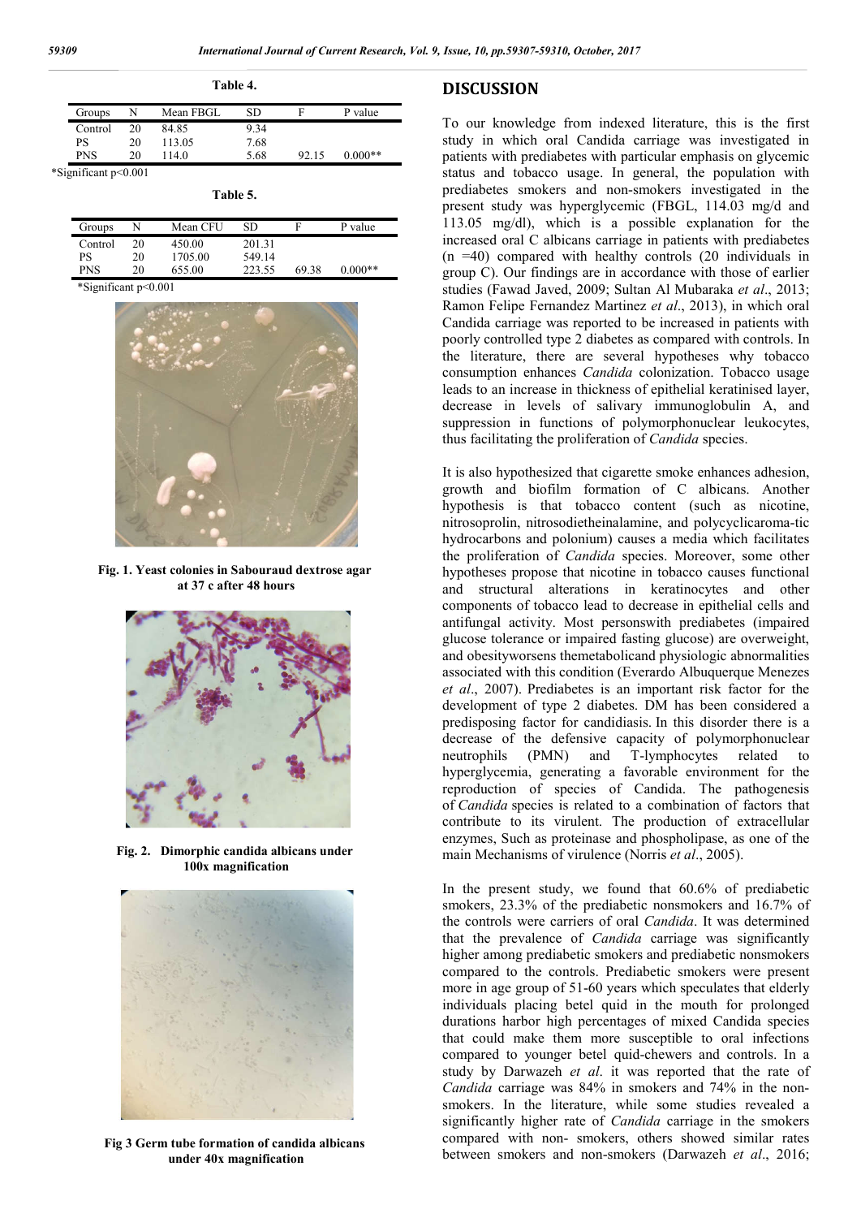**Table 4.**

| Groups | N | Mean FBGL | SD | F | P value |
|---|---|---|---|---|---|
| Control | 20 | 84.85 | 9.34 | | |
| PS | 20 | 113.05 | 7.68 | | |
| PNS | 20 | 114.0 | 5.68 | 92.15 | 0.000** |

*Significant p<0.001

**Table 5.**

| Groups | N | Mean CFU | SD | F | P value |
|---|---|---|---|---|---|
| Control | 20 | 450.00 | 201.31 | | |
| PS | 20 | 1705.00 | 549.14 | | |
| PNS | 20 | 655.00 | 223.55 | 69.38 | 0.000** |

*Significant p<0.001

**Fig. 1. Yeast colonies in Sabouraud dextrose agar at 37 c after 48 hours**

**Fig. 2. Dimorphic candida albicans under 100x magnification**

**Fig 3 Germ tube formation of candida albicans under 40x magnification**

## DISCUSSION

To our knowledge from indexed literature, this is the first study in which oral Candida carriage was investigated in patients with prediabetes with particular emphasis on glycemic status and tobacco usage. In general, the population with prediabetes smokers and non-smokers investigated in the present study was hyperglycemic (FBGL, 114.03 mg/d and 113.05 mg/dl), which is a possible explanation for the increased oral C albicans carriage in patients with prediabetes (n =40) compared with healthy controls (20 individuals in group C). Our findings are in accordance with those of earlier studies (Fawad Javed, 2009; Sultan Al Mubaraka *et al*., 2013; Ramon Felipe Fernandez Martinez *et al*., 2013), in which oral Candida carriage was reported to be increased in patients with poorly controlled type 2 diabetes as compared with controls. In the literature, there are several hypotheses why tobacco consumption enhances *Candida* colonization. Tobacco usage leads to an increase in thickness of epithelial keratinised layer, decrease in levels of salivary immunoglobulin A, and suppression in functions of polymorphonuclear leukocytes, thus facilitating the proliferation of *Candida* species.

It is also hypothesized that cigarette smoke enhances adhesion, growth and biofilm formation of C albicans. Another hypothesis is that tobacco content (such as nicotine, nitrosoprolin, nitrosodietheinalamine, and polycyclicaroma-tic hydrocarbons and polonium) causes a media which facilitates the proliferation of *Candida* species. Moreover, some other hypotheses propose that nicotine in tobacco causes functional and structural alterations in keratinocytes and other components of tobacco lead to decrease in epithelial cells and antifungal activity. Most personswith prediabetes (impaired glucose tolerance or impaired fasting glucose) are overweight, and obesityworsens themetabolicand physiologic abnormalities associated with this condition (Everardo Albuquerque Menezes *et al*., 2007). Prediabetes is an important risk factor for the development of type 2 diabetes. DM has been considered a predisposing factor for candidiasis. In this disorder there is a decrease of the defensive capacity of polymorphonuclear neutrophils (PMN) and T-lymphocytes related to hyperglycemia, generating a favorable environment for the reproduction of species of Candida. The pathogenesis of *Candida* species is related to a combination of factors that contribute to its virulent. The production of extracellular enzymes, Such as proteinase and phospholipase, as one of the main Mechanisms of virulence (Norris *et al*., 2005).

In the present study, we found that 60.6% of prediabetic smokers, 23.3% of the prediabetic nonsmokers and 16.7% of the controls were carriers of oral *Candida*. It was determined that the prevalence of *Candida* carriage was significantly higher among prediabetic smokers and prediabetic nonsmokers compared to the controls. Prediabetic smokers were present more in age group of 51-60 years which speculates that elderly individuals placing betel quid in the mouth for prolonged durations harbor high percentages of mixed Candida species that could make them more susceptible to oral infections compared to younger betel quid-chewers and controls. In a study by Darwazeh *et al*. it was reported that the rate of *Candida* carriage was 84% in smokers and 74% in the non-smokers. In the literature, while some studies revealed a significantly higher rate of *Candida* carriage in the smokers compared with non- smokers, others showed similar rates between smokers and non-smokers (Darwazeh *et al*., 2016;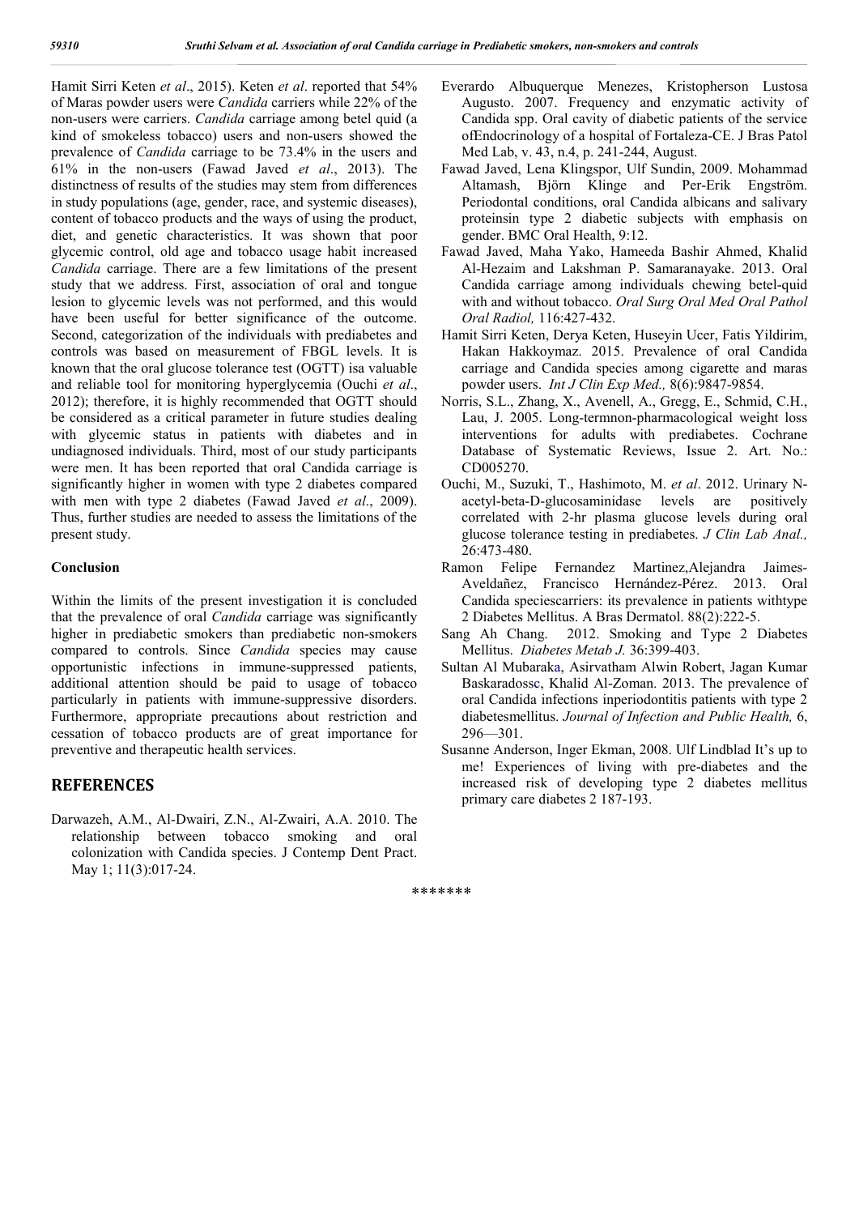Hamit Sirri Keten *et al*., 2015). Keten *et al*. reported that 54% of Maras powder users were *Candida* carriers while 22% of the non-users were carriers. *Candida* carriage among betel quid (a kind of smokeless tobacco) users and non-users showed the prevalence of *Candida* carriage to be 73.4% in the users and 61% in the non-users (Fawad Javed *et al*., 2013). The distinctness of results of the studies may stem from differences in study populations (age, gender, race, and systemic diseases), content of tobacco products and the ways of using the product, diet, and genetic characteristics. It was shown that poor glycemic control, old age and tobacco usage habit increased *Candida* carriage. There are a few limitations of the present study that we address. First, association of oral and tongue lesion to glycemic levels was not performed, and this would have been useful for better significance of the outcome. Second, categorization of the individuals with prediabetes and controls was based on measurement of FBGL levels. It is known that the oral glucose tolerance test (OGTT) isa valuable and reliable tool for monitoring hyperglycemia (Ouchi *et al*., 2012); therefore, it is highly recommended that OGTT should be considered as a critical parameter in future studies dealing with glycemic status in patients with diabetes and in undiagnosed individuals. Third, most of our study participants were men. It has been reported that oral Candida carriage is significantly higher in women with type 2 diabetes compared with men with type 2 diabetes (Fawad Javed *et al*., 2009). Thus, further studies are needed to assess the limitations of the present study.

## Conclusion

Within the limits of the present investigation it is concluded that the prevalence of oral *Candida* carriage was significantly higher in prediabetic smokers than prediabetic non-smokers compared to controls. Since *Candida* species may cause opportunistic infections in immune-suppressed patients, additional attention should be paid to usage of tobacco particularly in patients with immune-suppressive disorders. Furthermore, appropriate precautions about restriction and cessation of tobacco products are of great importance for preventive and therapeutic health services.

## REFERENCES

Darwazeh, A.M., Al-Dwairi, Z.N., Al-Zwairi, A.A. 2010. The relationship between tobacco smoking and oral colonization with Candida species. J Contemp Dent Pract. May 1; 11(3):017-24.

Everardo Albuquerque Menezes, Kristopherson Lustosa Augusto. 2007. Frequency and enzymatic activity of Candida spp. Oral cavity of diabetic patients of the service ofEndocrinology of a hospital of Fortaleza-CE. J Bras Patol Med Lab, v. 43, n.4, p. 241-244, August.

Fawad Javed, Lena Klingspor, Ulf Sundin, 2009. Mohammad Altamash, Björn Klinge and Per-Erik Engström. Periodontal conditions, oral Candida albicans and salivary proteinsin type 2 diabetic subjects with emphasis on gender. BMC Oral Health, 9:12.

Fawad Javed, Maha Yako, Hameeda Bashir Ahmed, Khalid Al-Hezaim and Lakshman P. Samaranayake. 2013. Oral Candida carriage among individuals chewing betel-quid with and without tobacco. *Oral Surg Oral Med Oral Pathol Oral Radiol,* 116:427-432.

Hamit Sirri Keten, Derya Keten, Huseyin Ucer, Fatis Yildirim, Hakan Hakkoymaz. 2015. Prevalence of oral Candida carriage and Candida species among cigarette and maras powder users. *Int J Clin Exp Med.,* 8(6):9847-9854.

Norris, S.L., Zhang, X., Avenell, A., Gregg, E., Schmid, C.H., Lau, J. 2005. Long-termnon-pharmacological weight loss interventions for adults with prediabetes. Cochrane Database of Systematic Reviews, Issue 2. Art. No.: CD005270.

Ouchi, M., Suzuki, T., Hashimoto, M. *et al*. 2012. Urinary N-acetyl-beta-D-glucosaminidase levels are positively correlated with 2-hr plasma glucose levels during oral glucose tolerance testing in prediabetes. *J Clin Lab Anal.,* 26:473-480.

Ramon Felipe Fernandez Martinez,Alejandra Jaimes-Aveldañez, Francisco Hernández-Pérez. 2013. Oral Candida speciescarriers: its prevalence in patients withtype 2 Diabetes Mellitus. A Bras Dermatol. 88(2):222-5.

Sang Ah Chang. 2012. Smoking and Type 2 Diabetes Mellitus. *Diabetes Metab J.* 36:399-403.

Sultan Al Mubaraka, Asirvatham Alwin Robert, Jagan Kumar Baskaradossc, Khalid Al-Zoman. 2013. The prevalence of oral Candida infections inperiodontitis patients with type 2 diabetesmellitus. *Journal of Infection and Public Health,* 6, 296—301.

Susanne Anderson, Inger Ekman, 2008. Ulf Lindblad It's up to me! Experiences of living with pre-diabetes and the increased risk of developing type 2 diabetes mellitus primary care diabetes 2 187-193.

*******